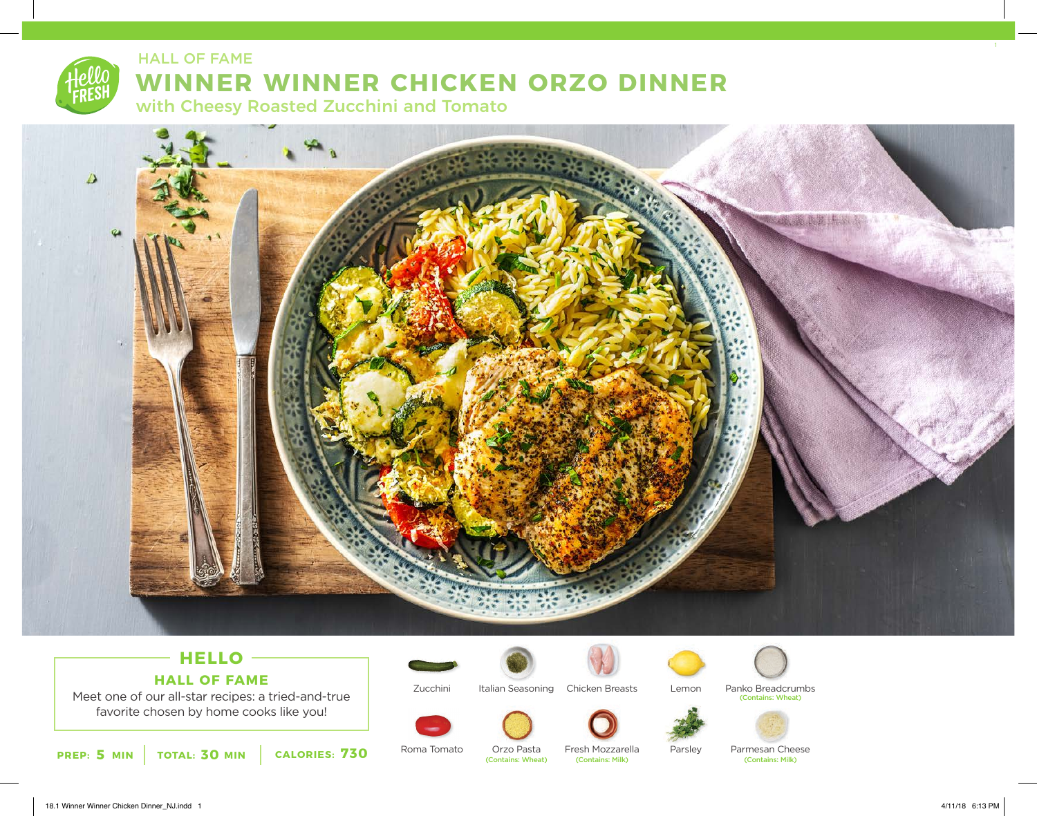HALL OF FAME

# WINNER WINNER CHICKEN ORZO DINNER

## with Cheesy Roasted Zucchini and Tomato

## HELLO

### HALL OF FAME

Meet one of our all-star recipes: a tried-and-true favorite chosen by home cooks like you!

**PREP:** 5 MIN | **TOTAL:** 30 MIN | **CALORIES:** 730

- Zucchini
- Italian Seasoning
- Chicken Breasts
- Lemon
- Panko Breadcrumbs (Contains: Wheat)
- Roma Tomato
- Orzo Pasta (Contains: Wheat)
- Fresh Mozzarella (Contains: Milk)
- Parsley
- Parmesan Cheese (Contains: Milk)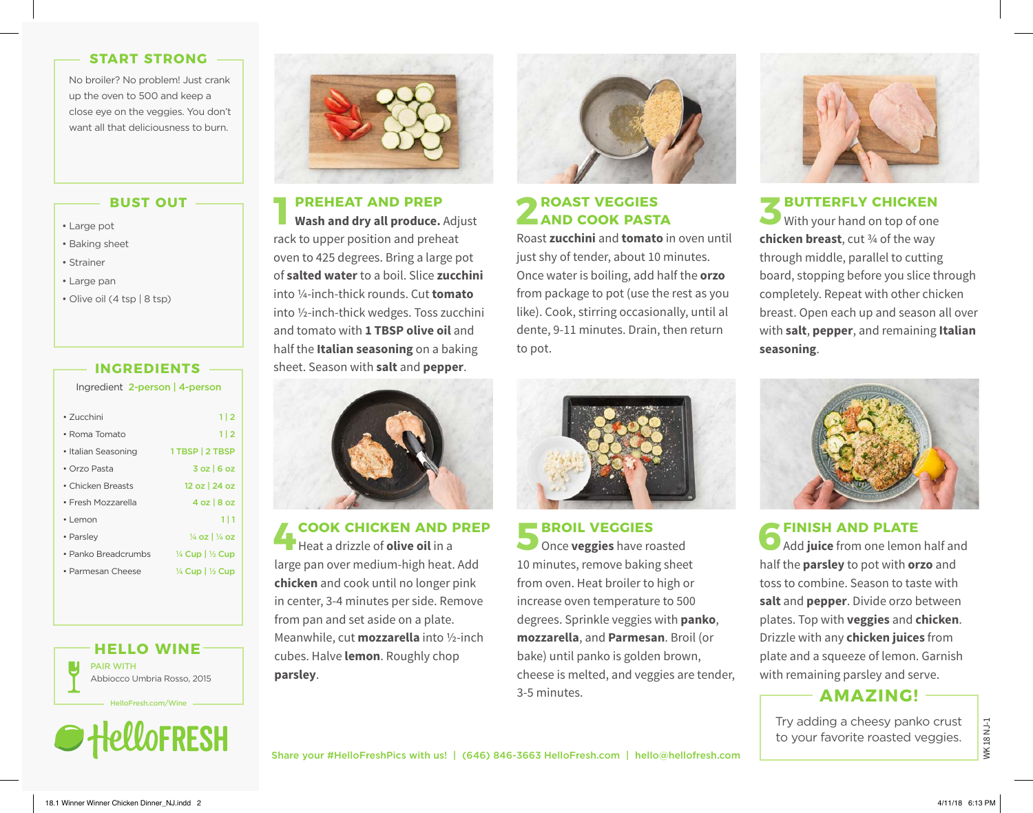## START STRONG

No broiler? No problem! Just crank up the oven to 500 and keep a close eye on the veggies. You don't want all that deliciousness to burn.

## BUST OUT

- Large pot
- Baking sheet
- Strainer
- Large pan
- Olive oil (4 tsp | 8 tsp)

## INGREDIENTS

| Ingredient | 2-person \| 4-person |
|---|---|
| • Zucchini | 1 \| 2 |
| • Roma Tomato | 1 \| 2 |
| • Italian Seasoning | 1 TBSP \| 2 TBSP |
| • Orzo Pasta | 3 oz \| 6 oz |
| • Chicken Breasts | 12 oz \| 24 oz |
| • Fresh Mozzarella | 4 oz \| 8 oz |
| • Lemon | 1 \| 1 |
| • Parsley | ¼ oz \| ¼ oz |
| • Panko Breadcrumbs | ¼ Cup \| ½ Cup |
| • Parmesan Cheese | ¼ Cup \| ½ Cup |

## HELLO WINE

PAIR WITH
Abbiocco Umbria Rosso, 2015

HelloFresh.com/Wine

HelloFRESH

## 1 PREHEAT AND PREP

**Wash and dry all produce.** Adjust rack to upper position and preheat oven to 425 degrees. Bring a large pot of **salted water** to a boil. Slice **zucchini** into ¼-inch-thick rounds. Cut **tomato** into ½-inch-thick wedges. Toss zucchini and tomato with **1 TBSP olive oil** and half the **Italian seasoning** on a baking sheet. Season with **salt** and **pepper**.

## 2 ROAST VEGGIES AND COOK PASTA

Roast **zucchini** and **tomato** in oven until just shy of tender, about 10 minutes. Once water is boiling, add half the **orzo** from package to pot (use the rest as you like). Cook, stirring occasionally, until al dente, 9-11 minutes. Drain, then return to pot.

## 3 BUTTERFLY CHICKEN

With your hand on top of one **chicken breast**, cut ¾ of the way through middle, parallel to cutting board, stopping before you slice through completely. Repeat with other chicken breast. Open each up and season all over with **salt**, **pepper**, and remaining **Italian seasoning**.

## 4 COOK CHICKEN AND PREP

Heat a drizzle of **olive oil** in a large pan over medium-high heat. Add **chicken** and cook until no longer pink in center, 3-4 minutes per side. Remove from pan and set aside on a plate. Meanwhile, cut **mozzarella** into ½-inch cubes. Halve **lemon**. Roughly chop **parsley**.

## 5 BROIL VEGGIES

Once **veggies** have roasted 10 minutes, remove baking sheet from oven. Heat broiler to high or increase oven temperature to 500 degrees. Sprinkle veggies with **panko**, **mozzarella**, and **Parmesan**. Broil (or bake) until panko is golden brown, cheese is melted, and veggies are tender, 3-5 minutes.

## 6 FINISH AND PLATE

Add **juice** from one lemon half and half the **parsley** to pot with **orzo** and toss to combine. Season to taste with **salt** and **pepper**. Divide orzo between plates. Top with **veggies** and **chicken**. Drizzle with any **chicken juices** from plate and a squeeze of lemon. Garnish with remaining parsley and serve.

## AMAZING!

Try adding a cheesy panko crust to your favorite roasted veggies.

Share your #HelloFreshPics with us! | (646) 846-3663 HelloFresh.com | hello@hellofresh.com

WK 18 NJ-1